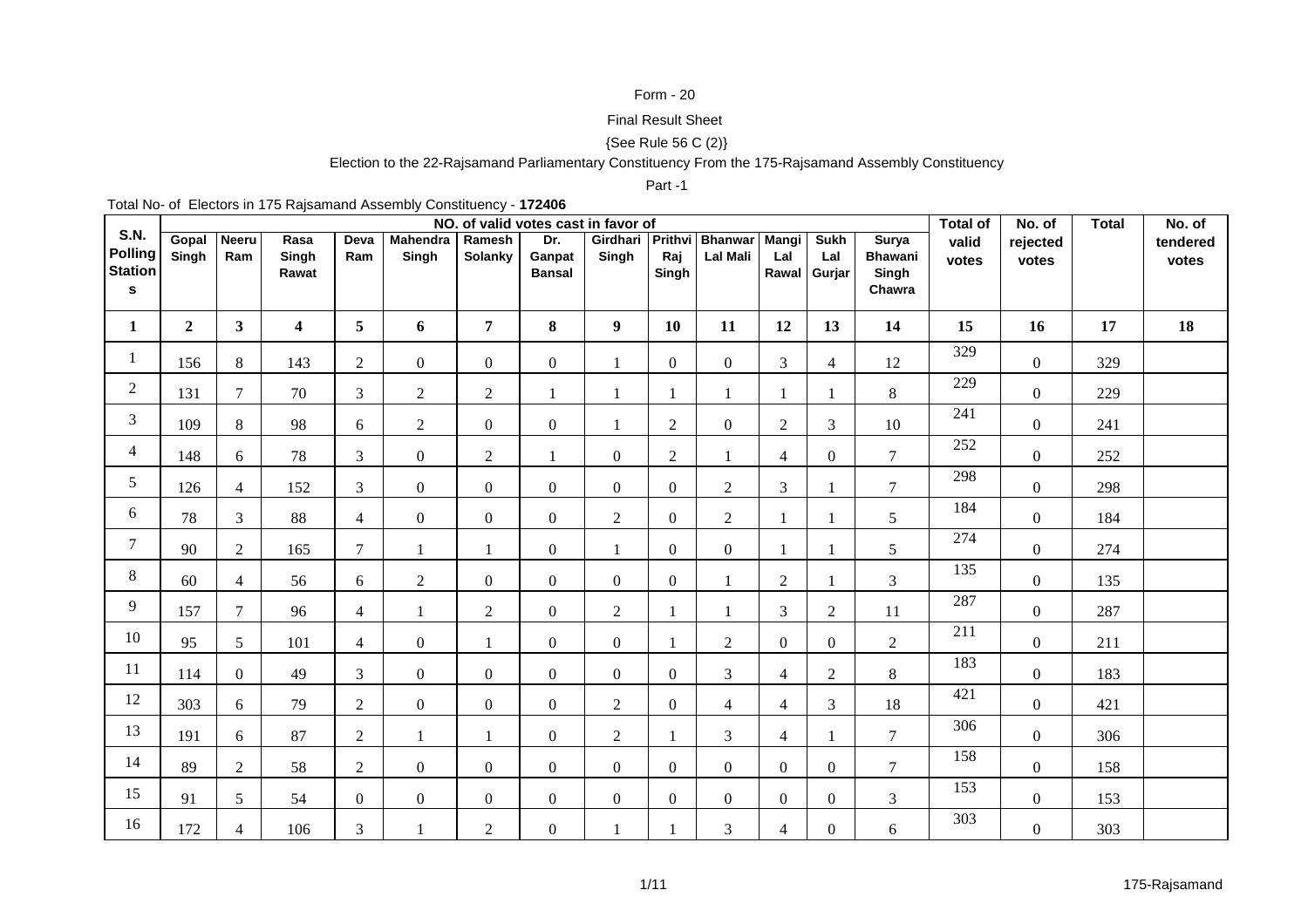Form - 20

Final Result Sheet

{See Rule 56 C (2)}

Election to the 22-Rajsamand Parliamentary Constituency From the 175-Rajsamand Assembly Constituency

Part -1

Total No- of Electors in 175 Rajsamand Assembly Constituency - **172406**

| S.N. Polling Stations | NO. of valid votes cast in favor of | | | | | | | | | | | | | Total of valid votes | No. of rejected votes | Total | No. of tendered votes |
|---|---|---|---|---|---|---|---|---|---|---|---|---|---|---|---|---|---|
| | Gopal Singh | Neeru Ram | Rasa Singh Rawat | Deva Ram | Mahendra Singh | Ramesh Solanky | Dr. Ganpat Bansal | Girdhari Singh | Prithvi Raj Singh | Bhanwar Lal Mali | Mangi Lal Rawal | Sukh Lal Gurjar | Surya Bhawani Singh Chawra | | | | |
| **1** | **2** | **3** | **4** | **5** | **6** | **7** | **8** | **9** | **10** | **11** | **12** | **13** | **14** | **15** | **16** | **17** | **18** |
| 1 | 156 | 8 | 143 | 2 | 0 | 0 | 0 | 1 | 0 | 0 | 3 | 4 | 12 | 329 | 0 | 329 | |
| 2 | 131 | 7 | 70 | 3 | 2 | 2 | 1 | 1 | 1 | 1 | 1 | 1 | 8 | 229 | 0 | 229 | |
| 3 | 109 | 8 | 98 | 6 | 2 | 0 | 0 | 1 | 2 | 0 | 2 | 3 | 10 | 241 | 0 | 241 | |
| 4 | 148 | 6 | 78 | 3 | 0 | 2 | 1 | 0 | 2 | 1 | 4 | 0 | 7 | 252 | 0 | 252 | |
| 5 | 126 | 4 | 152 | 3 | 0 | 0 | 0 | 0 | 0 | 2 | 3 | 1 | 7 | 298 | 0 | 298 | |
| 6 | 78 | 3 | 88 | 4 | 0 | 0 | 0 | 2 | 0 | 2 | 1 | 1 | 5 | 184 | 0 | 184 | |
| 7 | 90 | 2 | 165 | 7 | 1 | 1 | 0 | 1 | 0 | 0 | 1 | 1 | 5 | 274 | 0 | 274 | |
| 8 | 60 | 4 | 56 | 6 | 2 | 0 | 0 | 0 | 0 | 1 | 2 | 1 | 3 | 135 | 0 | 135 | |
| 9 | 157 | 7 | 96 | 4 | 1 | 2 | 0 | 2 | 1 | 1 | 3 | 2 | 11 | 287 | 0 | 287 | |
| 10 | 95 | 5 | 101 | 4 | 0 | 1 | 0 | 0 | 1 | 2 | 0 | 0 | 2 | 211 | 0 | 211 | |
| 11 | 114 | 0 | 49 | 3 | 0 | 0 | 0 | 0 | 0 | 3 | 4 | 2 | 8 | 183 | 0 | 183 | |
| 12 | 303 | 6 | 79 | 2 | 0 | 0 | 0 | 2 | 0 | 4 | 4 | 3 | 18 | 421 | 0 | 421 | |
| 13 | 191 | 6 | 87 | 2 | 1 | 1 | 0 | 2 | 1 | 3 | 4 | 1 | 7 | 306 | 0 | 306 | |
| 14 | 89 | 2 | 58 | 2 | 0 | 0 | 0 | 0 | 0 | 0 | 0 | 0 | 7 | 158 | 0 | 158 | |
| 15 | 91 | 5 | 54 | 0 | 0 | 0 | 0 | 0 | 0 | 0 | 0 | 0 | 3 | 153 | 0 | 153 | |
| 16 | 172 | 4 | 106 | 3 | 1 | 2 | 0 | 1 | 1 | 3 | 4 | 0 | 6 | 303 | 0 | 303 | |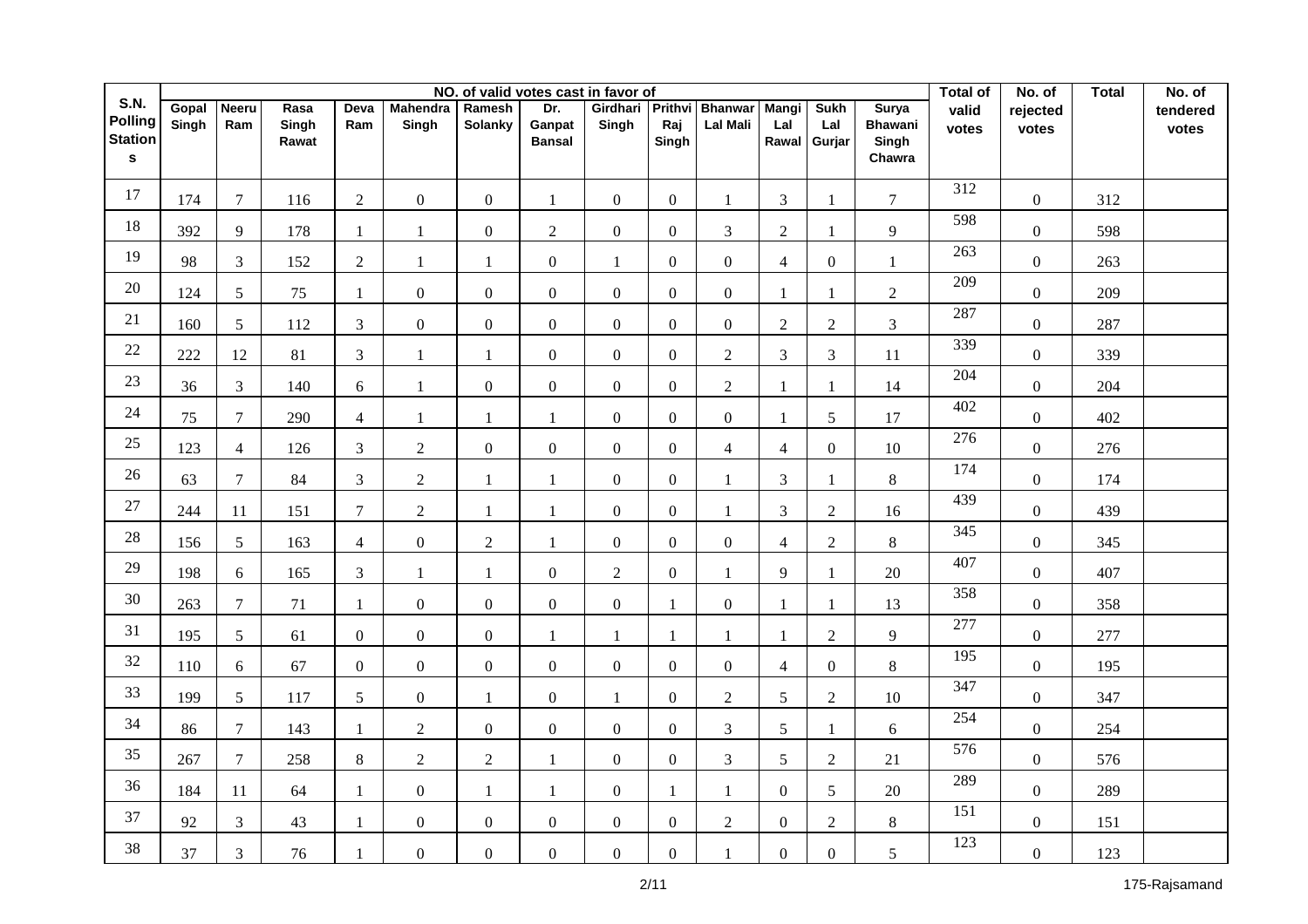| S.N. Polling Stations | NO. of valid votes cast in favor of | | | | | | | | | | | | | Total of valid votes | No. of rejected votes | Total | No. of tendered votes |
|---|---|---|---|---|---|---|---|---|---|---|---|---|---|---|---|---|---|
| | Gopal Singh | Neeru Ram | Rasa Singh Rawat | Deva Ram | Mahendra Singh | Ramesh Solanky | Dr. Ganpat Bansal | Girdhari Singh | Prithvi Raj Singh | Bhanwar Lal Mali | Mangi Lal Rawal | Sukh Lal Gurjar | Surya Bhawani Singh Chawra | | | | |
| 17 | 174 | 7 | 116 | 2 | 0 | 0 | 1 | 0 | 0 | 1 | 3 | 1 | 7 | 312 | 0 | 312 | |
| 18 | 392 | 9 | 178 | 1 | 1 | 0 | 2 | 0 | 0 | 3 | 2 | 1 | 9 | 598 | 0 | 598 | |
| 19 | 98 | 3 | 152 | 2 | 1 | 1 | 0 | 1 | 0 | 0 | 4 | 0 | 1 | 263 | 0 | 263 | |
| 20 | 124 | 5 | 75 | 1 | 0 | 0 | 0 | 0 | 0 | 0 | 1 | 1 | 2 | 209 | 0 | 209 | |
| 21 | 160 | 5 | 112 | 3 | 0 | 0 | 0 | 0 | 0 | 0 | 2 | 2 | 3 | 287 | 0 | 287 | |
| 22 | 222 | 12 | 81 | 3 | 1 | 1 | 0 | 0 | 0 | 2 | 3 | 3 | 11 | 339 | 0 | 339 | |
| 23 | 36 | 3 | 140 | 6 | 1 | 0 | 0 | 0 | 0 | 2 | 1 | 1 | 14 | 204 | 0 | 204 | |
| 24 | 75 | 7 | 290 | 4 | 1 | 1 | 1 | 0 | 0 | 0 | 1 | 5 | 17 | 402 | 0 | 402 | |
| 25 | 123 | 4 | 126 | 3 | 2 | 0 | 0 | 0 | 0 | 4 | 4 | 0 | 10 | 276 | 0 | 276 | |
| 26 | 63 | 7 | 84 | 3 | 2 | 1 | 1 | 0 | 0 | 1 | 3 | 1 | 8 | 174 | 0 | 174 | |
| 27 | 244 | 11 | 151 | 7 | 2 | 1 | 1 | 0 | 0 | 1 | 3 | 2 | 16 | 439 | 0 | 439 | |
| 28 | 156 | 5 | 163 | 4 | 0 | 2 | 1 | 0 | 0 | 0 | 4 | 2 | 8 | 345 | 0 | 345 | |
| 29 | 198 | 6 | 165 | 3 | 1 | 1 | 0 | 2 | 0 | 1 | 9 | 1 | 20 | 407 | 0 | 407 | |
| 30 | 263 | 7 | 71 | 1 | 0 | 0 | 0 | 0 | 1 | 0 | 1 | 1 | 13 | 358 | 0 | 358 | |
| 31 | 195 | 5 | 61 | 0 | 0 | 0 | 1 | 1 | 1 | 1 | 1 | 2 | 9 | 277 | 0 | 277 | |
| 32 | 110 | 6 | 67 | 0 | 0 | 0 | 0 | 0 | 0 | 0 | 4 | 0 | 8 | 195 | 0 | 195 | |
| 33 | 199 | 5 | 117 | 5 | 0 | 1 | 0 | 1 | 0 | 2 | 5 | 2 | 10 | 347 | 0 | 347 | |
| 34 | 86 | 7 | 143 | 1 | 2 | 0 | 0 | 0 | 0 | 3 | 5 | 1 | 6 | 254 | 0 | 254 | |
| 35 | 267 | 7 | 258 | 8 | 2 | 2 | 1 | 0 | 0 | 3 | 5 | 2 | 21 | 576 | 0 | 576 | |
| 36 | 184 | 11 | 64 | 1 | 0 | 1 | 1 | 0 | 1 | 1 | 0 | 5 | 20 | 289 | 0 | 289 | |
| 37 | 92 | 3 | 43 | 1 | 0 | 0 | 0 | 0 | 0 | 2 | 0 | 2 | 8 | 151 | 0 | 151 | |
| 38 | 37 | 3 | 76 | 1 | 0 | 0 | 0 | 0 | 0 | 1 | 0 | 0 | 5 | 123 | 0 | 123 | |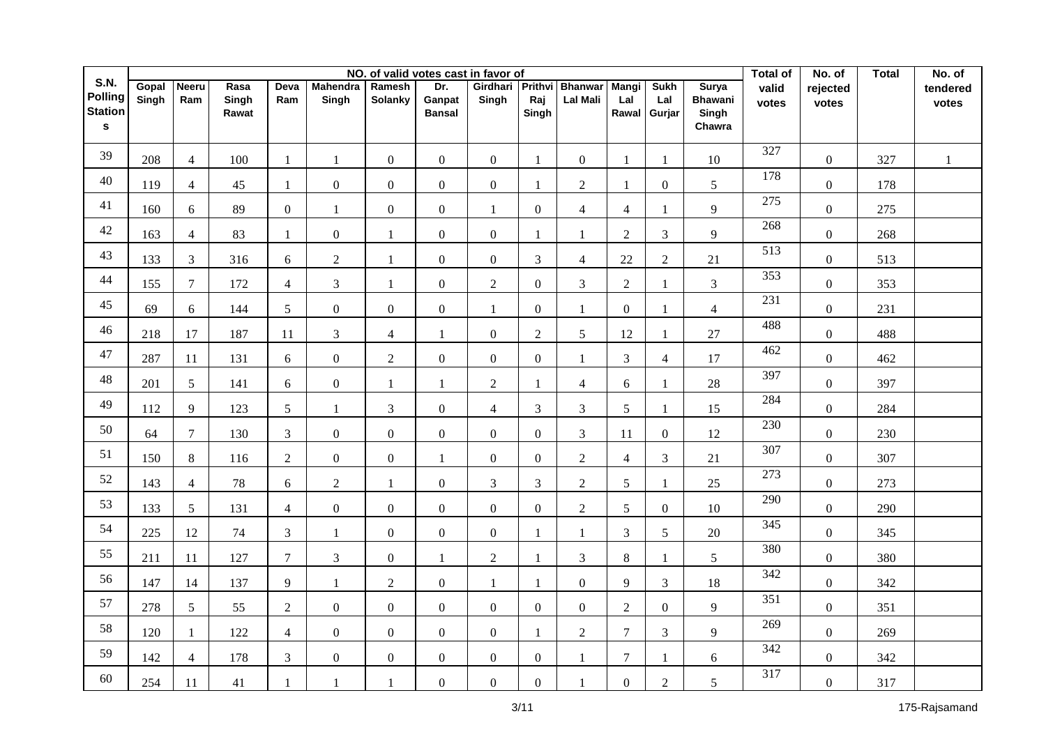| S.N. Polling Stations | NO. of valid votes cast in favor of | | | | | | | | | | | | | Total of valid votes | No. of rejected votes | Total | No. of tendered votes |
|---|---|---|---|---|---|---|---|---|---|---|---|---|---|---|---|---|---|
| | Gopal Singh | Neeru Ram | Rasa Singh Rawat | Deva Ram | Mahendra Singh | Ramesh Solanky | Dr. Ganpat Bansal | Girdhari Singh | Prithvi Raj Singh | Bhanwar Lal Mali | Mangi Lal Rawal | Sukh Lal Gurjar | Surya Bhawani Singh Chawra | | | | |
| 39 | 208 | 4 | 100 | 1 | 1 | 0 | 0 | 0 | 1 | 0 | 1 | 1 | 10 | 327 | 0 | 327 | 1 |
| 40 | 119 | 4 | 45 | 1 | 0 | 0 | 0 | 0 | 1 | 2 | 1 | 0 | 5 | 178 | 0 | 178 | |
| 41 | 160 | 6 | 89 | 0 | 1 | 0 | 0 | 1 | 0 | 4 | 4 | 1 | 9 | 275 | 0 | 275 | |
| 42 | 163 | 4 | 83 | 1 | 0 | 1 | 0 | 0 | 1 | 1 | 2 | 3 | 9 | 268 | 0 | 268 | |
| 43 | 133 | 3 | 316 | 6 | 2 | 1 | 0 | 0 | 3 | 4 | 22 | 2 | 21 | 513 | 0 | 513 | |
| 44 | 155 | 7 | 172 | 4 | 3 | 1 | 0 | 2 | 0 | 3 | 2 | 1 | 3 | 353 | 0 | 353 | |
| 45 | 69 | 6 | 144 | 5 | 0 | 0 | 0 | 1 | 0 | 1 | 0 | 1 | 4 | 231 | 0 | 231 | |
| 46 | 218 | 17 | 187 | 11 | 3 | 4 | 1 | 0 | 2 | 5 | 12 | 1 | 27 | 488 | 0 | 488 | |
| 47 | 287 | 11 | 131 | 6 | 0 | 2 | 0 | 0 | 0 | 1 | 3 | 4 | 17 | 462 | 0 | 462 | |
| 48 | 201 | 5 | 141 | 6 | 0 | 1 | 1 | 2 | 1 | 4 | 6 | 1 | 28 | 397 | 0 | 397 | |
| 49 | 112 | 9 | 123 | 5 | 1 | 3 | 0 | 4 | 3 | 3 | 5 | 1 | 15 | 284 | 0 | 284 | |
| 50 | 64 | 7 | 130 | 3 | 0 | 0 | 0 | 0 | 0 | 3 | 11 | 0 | 12 | 230 | 0 | 230 | |
| 51 | 150 | 8 | 116 | 2 | 0 | 0 | 1 | 0 | 0 | 2 | 4 | 3 | 21 | 307 | 0 | 307 | |
| 52 | 143 | 4 | 78 | 6 | 2 | 1 | 0 | 3 | 3 | 2 | 5 | 1 | 25 | 273 | 0 | 273 | |
| 53 | 133 | 5 | 131 | 4 | 0 | 0 | 0 | 0 | 0 | 2 | 5 | 0 | 10 | 290 | 0 | 290 | |
| 54 | 225 | 12 | 74 | 3 | 1 | 0 | 0 | 0 | 1 | 1 | 3 | 5 | 20 | 345 | 0 | 345 | |
| 55 | 211 | 11 | 127 | 7 | 3 | 0 | 1 | 2 | 1 | 3 | 8 | 1 | 5 | 380 | 0 | 380 | |
| 56 | 147 | 14 | 137 | 9 | 1 | 2 | 0 | 1 | 1 | 0 | 9 | 3 | 18 | 342 | 0 | 342 | |
| 57 | 278 | 5 | 55 | 2 | 0 | 0 | 0 | 0 | 0 | 0 | 2 | 0 | 9 | 351 | 0 | 351 | |
| 58 | 120 | 1 | 122 | 4 | 0 | 0 | 0 | 0 | 1 | 2 | 7 | 3 | 9 | 269 | 0 | 269 | |
| 59 | 142 | 4 | 178 | 3 | 0 | 0 | 0 | 0 | 0 | 1 | 7 | 1 | 6 | 342 | 0 | 342 | |
| 60 | 254 | 11 | 41 | 1 | 1 | 1 | 0 | 0 | 0 | 1 | 0 | 2 | 5 | 317 | 0 | 317 | |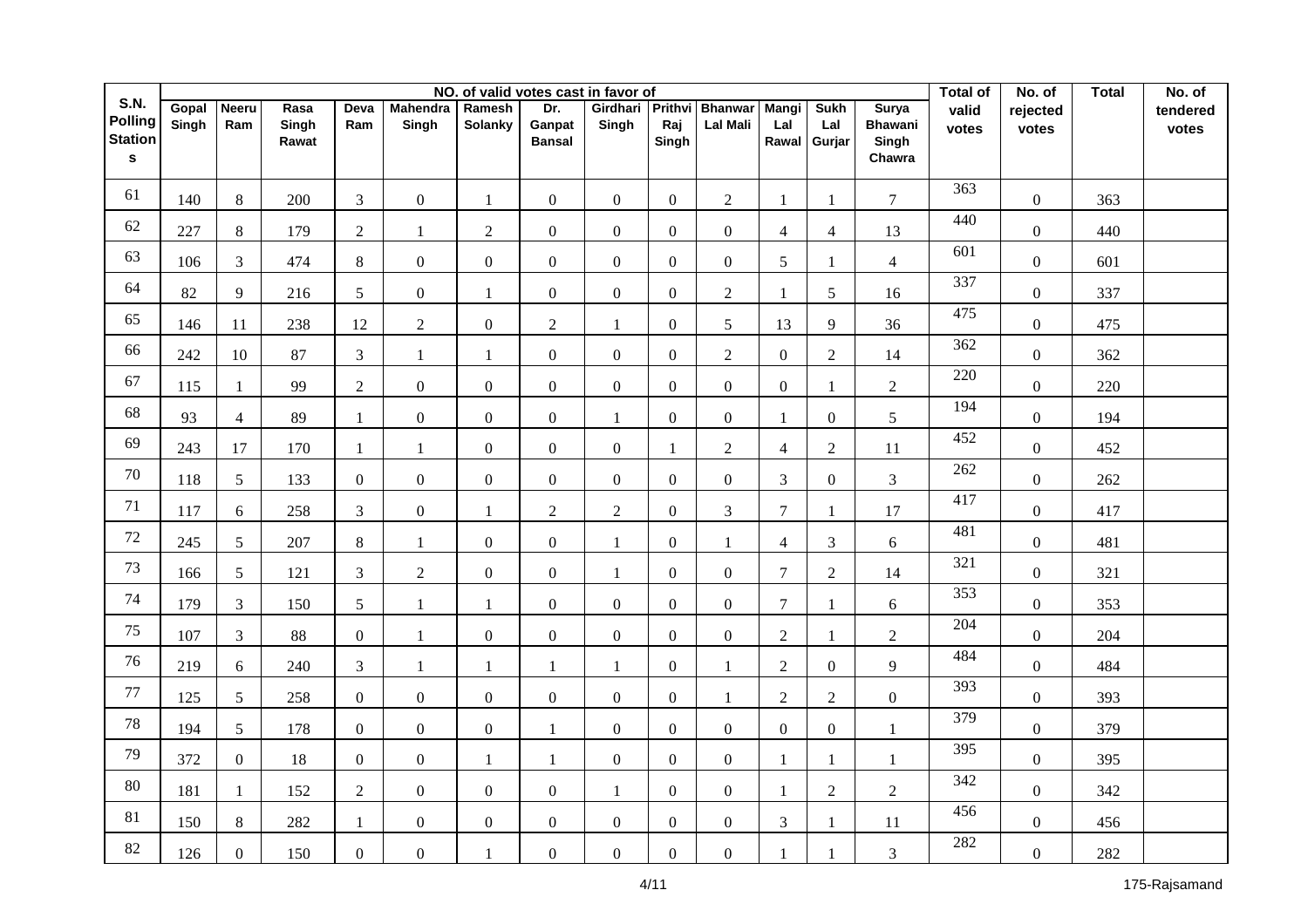| S.N. Polling Stations | NO. of valid votes cast in favor of | | | | | | | | | | | | | Total of valid votes | No. of rejected votes | Total | No. of tendered votes |
|---|---|---|---|---|---|---|---|---|---|---|---|---|---|---|---|---|---|
| | Gopal Singh | Neeru Ram | Rasa Singh Rawat | Deva Ram | Mahendra Singh | Ramesh Solanky | Dr. Ganpat Bansal | Girdhari Singh | Prithvi Raj Singh | Bhanwar Lal Mali | Mangi Lal Rawal | Sukh Lal Gurjar | Surya Bhawani Singh Chawra | | | | |
| 61 | 140 | 8 | 200 | 3 | 0 | 1 | 0 | 0 | 0 | 2 | 1 | 1 | 7 | 363 | 0 | 363 | |
| 62 | 227 | 8 | 179 | 2 | 1 | 2 | 0 | 0 | 0 | 0 | 4 | 4 | 13 | 440 | 0 | 440 | |
| 63 | 106 | 3 | 474 | 8 | 0 | 0 | 0 | 0 | 0 | 0 | 5 | 1 | 4 | 601 | 0 | 601 | |
| 64 | 82 | 9 | 216 | 5 | 0 | 1 | 0 | 0 | 0 | 2 | 1 | 5 | 16 | 337 | 0 | 337 | |
| 65 | 146 | 11 | 238 | 12 | 2 | 0 | 2 | 1 | 0 | 5 | 13 | 9 | 36 | 475 | 0 | 475 | |
| 66 | 242 | 10 | 87 | 3 | 1 | 1 | 0 | 0 | 0 | 2 | 0 | 2 | 14 | 362 | 0 | 362 | |
| 67 | 115 | 1 | 99 | 2 | 0 | 0 | 0 | 0 | 0 | 0 | 0 | 1 | 2 | 220 | 0 | 220 | |
| 68 | 93 | 4 | 89 | 1 | 0 | 0 | 0 | 1 | 0 | 0 | 1 | 0 | 5 | 194 | 0 | 194 | |
| 69 | 243 | 17 | 170 | 1 | 1 | 0 | 0 | 0 | 1 | 2 | 4 | 2 | 11 | 452 | 0 | 452 | |
| 70 | 118 | 5 | 133 | 0 | 0 | 0 | 0 | 0 | 0 | 0 | 3 | 0 | 3 | 262 | 0 | 262 | |
| 71 | 117 | 6 | 258 | 3 | 0 | 1 | 2 | 2 | 0 | 3 | 7 | 1 | 17 | 417 | 0 | 417 | |
| 72 | 245 | 5 | 207 | 8 | 1 | 0 | 0 | 1 | 0 | 1 | 4 | 3 | 6 | 481 | 0 | 481 | |
| 73 | 166 | 5 | 121 | 3 | 2 | 0 | 0 | 1 | 0 | 0 | 7 | 2 | 14 | 321 | 0 | 321 | |
| 74 | 179 | 3 | 150 | 5 | 1 | 1 | 0 | 0 | 0 | 0 | 7 | 1 | 6 | 353 | 0 | 353 | |
| 75 | 107 | 3 | 88 | 0 | 1 | 0 | 0 | 0 | 0 | 0 | 2 | 1 | 2 | 204 | 0 | 204 | |
| 76 | 219 | 6 | 240 | 3 | 1 | 1 | 1 | 1 | 0 | 1 | 2 | 0 | 9 | 484 | 0 | 484 | |
| 77 | 125 | 5 | 258 | 0 | 0 | 0 | 0 | 0 | 0 | 1 | 2 | 2 | 0 | 393 | 0 | 393 | |
| 78 | 194 | 5 | 178 | 0 | 0 | 0 | 1 | 0 | 0 | 0 | 0 | 0 | 1 | 379 | 0 | 379 | |
| 79 | 372 | 0 | 18 | 0 | 0 | 1 | 1 | 0 | 0 | 0 | 1 | 1 | 1 | 395 | 0 | 395 | |
| 80 | 181 | 1 | 152 | 2 | 0 | 0 | 0 | 1 | 0 | 0 | 1 | 2 | 2 | 342 | 0 | 342 | |
| 81 | 150 | 8 | 282 | 1 | 0 | 0 | 0 | 0 | 0 | 0 | 3 | 1 | 11 | 456 | 0 | 456 | |
| 82 | 126 | 0 | 150 | 0 | 0 | 1 | 0 | 0 | 0 | 0 | 1 | 1 | 3 | 282 | 0 | 282 | |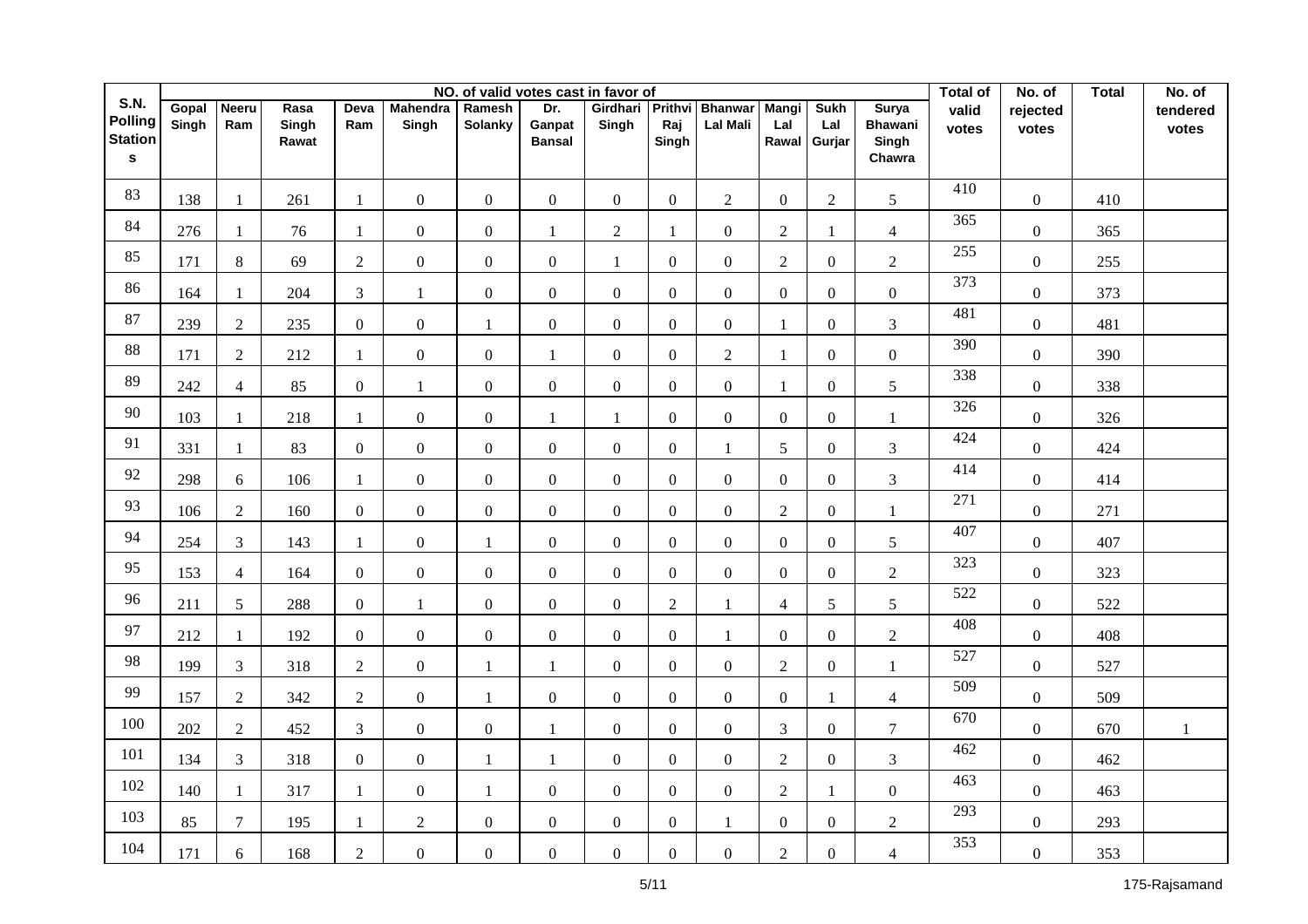| S.N. Polling Stations | NO. of valid votes cast in favor of | | | | | | | | | | | | | Total of valid votes | No. of rejected votes | Total | No. of tendered votes |
|---|---|---|---|---|---|---|---|---|---|---|---|---|---|---|---|---|---|
| | Gopal Singh | Neeru Ram | Rasa Singh Rawat | Deva Ram | Mahendra Singh | Ramesh Solanky | Dr. Ganpat Bansal | Girdhari Singh | Prithvi Raj Singh | Bhanwar Lal Mali | Mangi Lal Rawal | Sukh Lal Gurjar | Surya Bhawani Singh Chawra | | | | |
| 83 | 138 | 1 | 261 | 1 | 0 | 0 | 0 | 0 | 0 | 2 | 0 | 2 | 5 | 410 | 0 | 410 | |
| 84 | 276 | 1 | 76 | 1 | 0 | 0 | 1 | 2 | 1 | 0 | 2 | 1 | 4 | 365 | 0 | 365 | |
| 85 | 171 | 8 | 69 | 2 | 0 | 0 | 0 | 1 | 0 | 0 | 2 | 0 | 2 | 255 | 0 | 255 | |
| 86 | 164 | 1 | 204 | 3 | 1 | 0 | 0 | 0 | 0 | 0 | 0 | 0 | 0 | 373 | 0 | 373 | |
| 87 | 239 | 2 | 235 | 0 | 0 | 1 | 0 | 0 | 0 | 0 | 1 | 0 | 3 | 481 | 0 | 481 | |
| 88 | 171 | 2 | 212 | 1 | 0 | 0 | 1 | 0 | 0 | 2 | 1 | 0 | 0 | 390 | 0 | 390 | |
| 89 | 242 | 4 | 85 | 0 | 1 | 0 | 0 | 0 | 0 | 0 | 1 | 0 | 5 | 338 | 0 | 338 | |
| 90 | 103 | 1 | 218 | 1 | 0 | 0 | 1 | 1 | 0 | 0 | 0 | 0 | 1 | 326 | 0 | 326 | |
| 91 | 331 | 1 | 83 | 0 | 0 | 0 | 0 | 0 | 0 | 1 | 5 | 0 | 3 | 424 | 0 | 424 | |
| 92 | 298 | 6 | 106 | 1 | 0 | 0 | 0 | 0 | 0 | 0 | 0 | 0 | 3 | 414 | 0 | 414 | |
| 93 | 106 | 2 | 160 | 0 | 0 | 0 | 0 | 0 | 0 | 0 | 2 | 0 | 1 | 271 | 0 | 271 | |
| 94 | 254 | 3 | 143 | 1 | 0 | 1 | 0 | 0 | 0 | 0 | 0 | 0 | 5 | 407 | 0 | 407 | |
| 95 | 153 | 4 | 164 | 0 | 0 | 0 | 0 | 0 | 0 | 0 | 0 | 0 | 2 | 323 | 0 | 323 | |
| 96 | 211 | 5 | 288 | 0 | 1 | 0 | 0 | 0 | 2 | 1 | 4 | 5 | 5 | 522 | 0 | 522 | |
| 97 | 212 | 1 | 192 | 0 | 0 | 0 | 0 | 0 | 0 | 1 | 0 | 0 | 2 | 408 | 0 | 408 | |
| 98 | 199 | 3 | 318 | 2 | 0 | 1 | 1 | 0 | 0 | 0 | 2 | 0 | 1 | 527 | 0 | 527 | |
| 99 | 157 | 2 | 342 | 2 | 0 | 1 | 0 | 0 | 0 | 0 | 0 | 1 | 4 | 509 | 0 | 509 | |
| 100 | 202 | 2 | 452 | 3 | 0 | 0 | 1 | 0 | 0 | 0 | 3 | 0 | 7 | 670 | 0 | 670 | 1 |
| 101 | 134 | 3 | 318 | 0 | 0 | 1 | 1 | 0 | 0 | 0 | 2 | 0 | 3 | 462 | 0 | 462 | |
| 102 | 140 | 1 | 317 | 1 | 0 | 1 | 0 | 0 | 0 | 0 | 2 | 1 | 0 | 463 | 0 | 463 | |
| 103 | 85 | 7 | 195 | 1 | 2 | 0 | 0 | 0 | 0 | 1 | 0 | 0 | 2 | 293 | 0 | 293 | |
| 104 | 171 | 6 | 168 | 2 | 0 | 0 | 0 | 0 | 0 | 0 | 2 | 0 | 4 | 353 | 0 | 353 | |

175-Rajsamand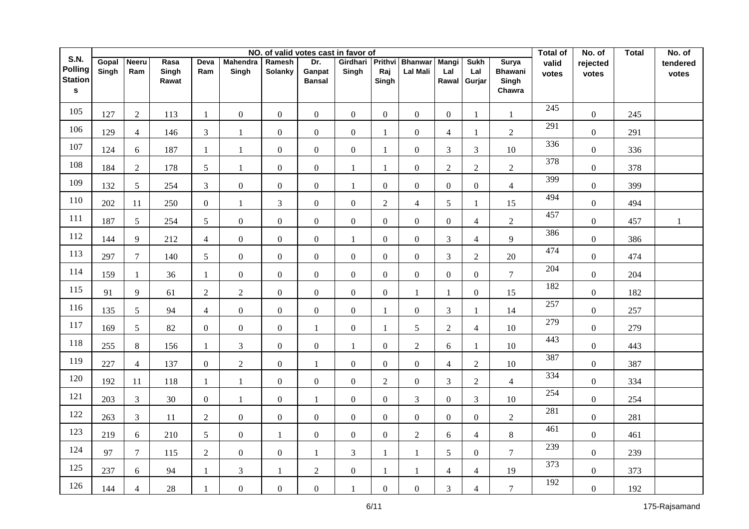| S.N. Polling Stations | NO. of valid votes cast in favor of | | | | | | | | | | | | | Total of valid votes | No. of rejected votes | Total | No. of tendered votes |
|---|---|---|---|---|---|---|---|---|---|---|---|---|---|---|---|---|---|
| | Gopal Singh | Neeru Ram | Rasa Singh Rawat | Deva Ram | Mahendra Singh | Ramesh Solanky | Dr. Ganpat Bansal | Girdhari Singh | Prithvi Raj Singh | Bhanwar Lal Mali | Mangi Lal Rawal | Sukh Lal Gurjar | Surya Bhawani Singh Chawra | | | | |
| 105 | 127 | 2 | 113 | 1 | 0 | 0 | 0 | 0 | 0 | 0 | 0 | 1 | 1 | 245 | 0 | 245 | |
| 106 | 129 | 4 | 146 | 3 | 1 | 0 | 0 | 0 | 1 | 0 | 4 | 1 | 2 | 291 | 0 | 291 | |
| 107 | 124 | 6 | 187 | 1 | 1 | 0 | 0 | 0 | 1 | 0 | 3 | 3 | 10 | 336 | 0 | 336 | |
| 108 | 184 | 2 | 178 | 5 | 1 | 0 | 0 | 1 | 1 | 0 | 2 | 2 | 2 | 378 | 0 | 378 | |
| 109 | 132 | 5 | 254 | 3 | 0 | 0 | 0 | 1 | 0 | 0 | 0 | 0 | 4 | 399 | 0 | 399 | |
| 110 | 202 | 11 | 250 | 0 | 1 | 3 | 0 | 0 | 2 | 4 | 5 | 1 | 15 | 494 | 0 | 494 | |
| 111 | 187 | 5 | 254 | 5 | 0 | 0 | 0 | 0 | 0 | 0 | 0 | 4 | 2 | 457 | 0 | 457 | 1 |
| 112 | 144 | 9 | 212 | 4 | 0 | 0 | 0 | 1 | 0 | 0 | 3 | 4 | 9 | 386 | 0 | 386 | |
| 113 | 297 | 7 | 140 | 5 | 0 | 0 | 0 | 0 | 0 | 0 | 3 | 2 | 20 | 474 | 0 | 474 | |
| 114 | 159 | 1 | 36 | 1 | 0 | 0 | 0 | 0 | 0 | 0 | 0 | 0 | 7 | 204 | 0 | 204 | |
| 115 | 91 | 9 | 61 | 2 | 2 | 0 | 0 | 0 | 0 | 1 | 1 | 0 | 15 | 182 | 0 | 182 | |
| 116 | 135 | 5 | 94 | 4 | 0 | 0 | 0 | 0 | 1 | 0 | 3 | 1 | 14 | 257 | 0 | 257 | |
| 117 | 169 | 5 | 82 | 0 | 0 | 0 | 1 | 0 | 1 | 5 | 2 | 4 | 10 | 279 | 0 | 279 | |
| 118 | 255 | 8 | 156 | 1 | 3 | 0 | 0 | 1 | 0 | 2 | 6 | 1 | 10 | 443 | 0 | 443 | |
| 119 | 227 | 4 | 137 | 0 | 2 | 0 | 1 | 0 | 0 | 0 | 4 | 2 | 10 | 387 | 0 | 387 | |
| 120 | 192 | 11 | 118 | 1 | 1 | 0 | 0 | 0 | 2 | 0 | 3 | 2 | 4 | 334 | 0 | 334 | |
| 121 | 203 | 3 | 30 | 0 | 1 | 0 | 1 | 0 | 0 | 3 | 0 | 3 | 10 | 254 | 0 | 254 | |
| 122 | 263 | 3 | 11 | 2 | 0 | 0 | 0 | 0 | 0 | 0 | 0 | 0 | 2 | 281 | 0 | 281 | |
| 123 | 219 | 6 | 210 | 5 | 0 | 1 | 0 | 0 | 0 | 2 | 6 | 4 | 8 | 461 | 0 | 461 | |
| 124 | 97 | 7 | 115 | 2 | 0 | 0 | 1 | 3 | 1 | 1 | 5 | 0 | 7 | 239 | 0 | 239 | |
| 125 | 237 | 6 | 94 | 1 | 3 | 1 | 2 | 0 | 1 | 1 | 4 | 4 | 19 | 373 | 0 | 373 | |
| 126 | 144 | 4 | 28 | 1 | 0 | 0 | 0 | 1 | 0 | 0 | 3 | 4 | 7 | 192 | 0 | 192 | |

175-Rajsamand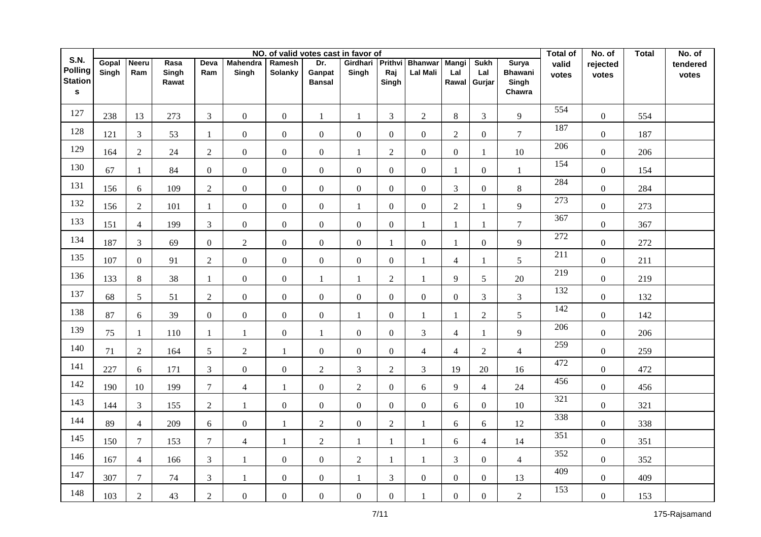| S.N. Polling Stations | NO. of valid votes cast in favor of | | | | | | | | | | | | | Total of valid votes | No. of rejected votes | Total | No. of tendered votes |
|---|---|---|---|---|---|---|---|---|---|---|---|---|---|---|---|---|---|
| | Gopal Singh | Neeru Ram | Rasa Singh Rawat | Deva Ram | Mahendra Singh | Ramesh Solanky | Dr. Ganpat Bansal | Girdhari Singh | Prithvi Raj Singh | Bhanwar Lal Mali | Mangi Lal Rawal | Sukh Lal Gurjar | Surya Bhawani Singh Chawra | | | | |
| 127 | 238 | 13 | 273 | 3 | 0 | 0 | 1 | 1 | 3 | 2 | 8 | 3 | 9 | 554 | 0 | 554 | |
| 128 | 121 | 3 | 53 | 1 | 0 | 0 | 0 | 0 | 0 | 0 | 2 | 0 | 7 | 187 | 0 | 187 | |
| 129 | 164 | 2 | 24 | 2 | 0 | 0 | 0 | 1 | 2 | 0 | 0 | 1 | 10 | 206 | 0 | 206 | |
| 130 | 67 | 1 | 84 | 0 | 0 | 0 | 0 | 0 | 0 | 0 | 1 | 0 | 1 | 154 | 0 | 154 | |
| 131 | 156 | 6 | 109 | 2 | 0 | 0 | 0 | 0 | 0 | 0 | 3 | 0 | 8 | 284 | 0 | 284 | |
| 132 | 156 | 2 | 101 | 1 | 0 | 0 | 0 | 1 | 0 | 0 | 2 | 1 | 9 | 273 | 0 | 273 | |
| 133 | 151 | 4 | 199 | 3 | 0 | 0 | 0 | 0 | 0 | 1 | 1 | 1 | 7 | 367 | 0 | 367 | |
| 134 | 187 | 3 | 69 | 0 | 2 | 0 | 0 | 0 | 1 | 0 | 1 | 0 | 9 | 272 | 0 | 272 | |
| 135 | 107 | 0 | 91 | 2 | 0 | 0 | 0 | 0 | 0 | 1 | 4 | 1 | 5 | 211 | 0 | 211 | |
| 136 | 133 | 8 | 38 | 1 | 0 | 0 | 1 | 1 | 2 | 1 | 9 | 5 | 20 | 219 | 0 | 219 | |
| 137 | 68 | 5 | 51 | 2 | 0 | 0 | 0 | 0 | 0 | 0 | 0 | 3 | 3 | 132 | 0 | 132 | |
| 138 | 87 | 6 | 39 | 0 | 0 | 0 | 0 | 1 | 0 | 1 | 1 | 2 | 5 | 142 | 0 | 142 | |
| 139 | 75 | 1 | 110 | 1 | 1 | 0 | 1 | 0 | 0 | 3 | 4 | 1 | 9 | 206 | 0 | 206 | |
| 140 | 71 | 2 | 164 | 5 | 2 | 1 | 0 | 0 | 0 | 4 | 4 | 2 | 4 | 259 | 0 | 259 | |
| 141 | 227 | 6 | 171 | 3 | 0 | 0 | 2 | 3 | 2 | 3 | 19 | 20 | 16 | 472 | 0 | 472 | |
| 142 | 190 | 10 | 199 | 7 | 4 | 1 | 0 | 2 | 0 | 6 | 9 | 4 | 24 | 456 | 0 | 456 | |
| 143 | 144 | 3 | 155 | 2 | 1 | 0 | 0 | 0 | 0 | 0 | 6 | 0 | 10 | 321 | 0 | 321 | |
| 144 | 89 | 4 | 209 | 6 | 0 | 1 | 2 | 0 | 2 | 1 | 6 | 6 | 12 | 338 | 0 | 338 | |
| 145 | 150 | 7 | 153 | 7 | 4 | 1 | 2 | 1 | 1 | 1 | 6 | 4 | 14 | 351 | 0 | 351 | |
| 146 | 167 | 4 | 166 | 3 | 1 | 0 | 0 | 2 | 1 | 1 | 3 | 0 | 4 | 352 | 0 | 352 | |
| 147 | 307 | 7 | 74 | 3 | 1 | 0 | 0 | 1 | 3 | 0 | 0 | 0 | 13 | 409 | 0 | 409 | |
| 148 | 103 | 2 | 43 | 2 | 0 | 0 | 0 | 0 | 0 | 1 | 0 | 0 | 2 | 153 | 0 | 153 | |

175-Rajsamand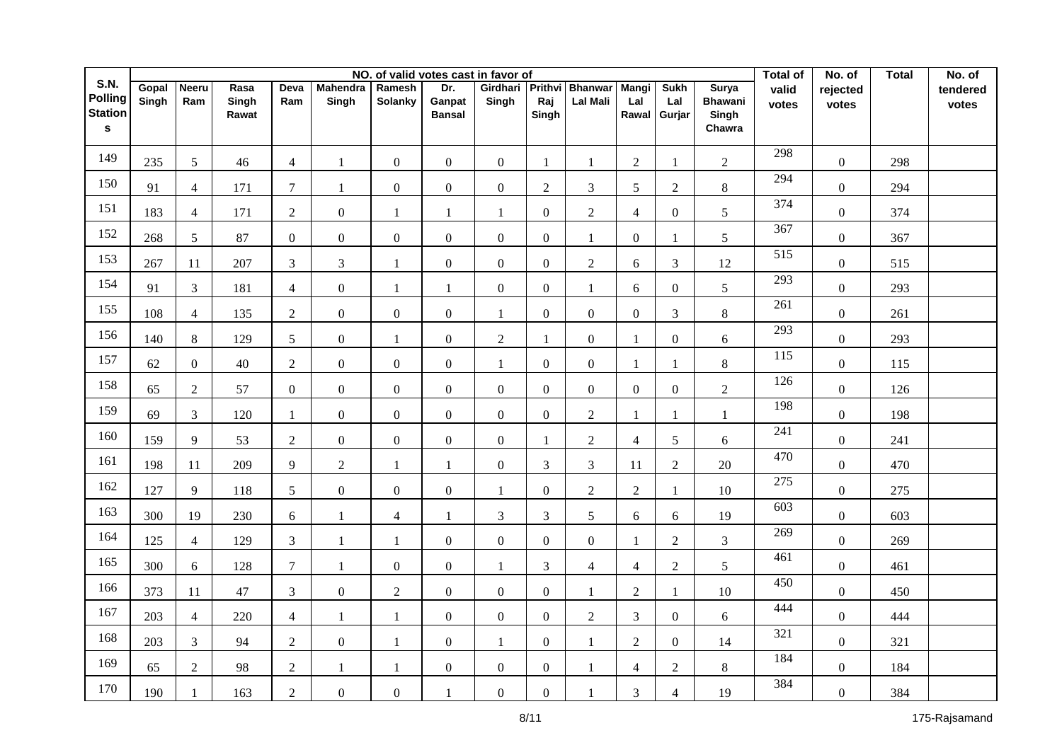| S.N. Polling Stations | NO. of valid votes cast in favor of | | | | | | | | | | | | | Total of valid votes | No. of rejected votes | Total | No. of tendered votes |
|---|---|---|---|---|---|---|---|---|---|---|---|---|---|---|---|---|---|
| | Gopal Singh | Neeru Ram | Rasa Singh Rawat | Deva Ram | Mahendra Singh | Ramesh Solanky | Dr. Ganpat Bansal | Girdhari Singh | Prithvi Raj Singh | Bhanwar Lal Mali | Mangi Lal Rawal | Sukh Lal Gurjar | Surya Bhawani Singh Chawra | | | | |
| 149 | 235 | 5 | 46 | 4 | 1 | 0 | 0 | 0 | 1 | 1 | 2 | 1 | 2 | 298 | 0 | 298 | |
| 150 | 91 | 4 | 171 | 7 | 1 | 0 | 0 | 0 | 2 | 3 | 5 | 2 | 8 | 294 | 0 | 294 | |
| 151 | 183 | 4 | 171 | 2 | 0 | 1 | 1 | 1 | 0 | 2 | 4 | 0 | 5 | 374 | 0 | 374 | |
| 152 | 268 | 5 | 87 | 0 | 0 | 0 | 0 | 0 | 0 | 1 | 0 | 1 | 5 | 367 | 0 | 367 | |
| 153 | 267 | 11 | 207 | 3 | 3 | 1 | 0 | 0 | 0 | 2 | 6 | 3 | 12 | 515 | 0 | 515 | |
| 154 | 91 | 3 | 181 | 4 | 0 | 1 | 1 | 0 | 0 | 1 | 6 | 0 | 5 | 293 | 0 | 293 | |
| 155 | 108 | 4 | 135 | 2 | 0 | 0 | 0 | 1 | 0 | 0 | 0 | 3 | 8 | 261 | 0 | 261 | |
| 156 | 140 | 8 | 129 | 5 | 0 | 1 | 0 | 2 | 1 | 0 | 1 | 0 | 6 | 293 | 0 | 293 | |
| 157 | 62 | 0 | 40 | 2 | 0 | 0 | 0 | 1 | 0 | 0 | 1 | 1 | 8 | 115 | 0 | 115 | |
| 158 | 65 | 2 | 57 | 0 | 0 | 0 | 0 | 0 | 0 | 0 | 0 | 0 | 2 | 126 | 0 | 126 | |
| 159 | 69 | 3 | 120 | 1 | 0 | 0 | 0 | 0 | 0 | 2 | 1 | 1 | 1 | 198 | 0 | 198 | |
| 160 | 159 | 9 | 53 | 2 | 0 | 0 | 0 | 0 | 1 | 2 | 4 | 5 | 6 | 241 | 0 | 241 | |
| 161 | 198 | 11 | 209 | 9 | 2 | 1 | 1 | 0 | 3 | 3 | 11 | 2 | 20 | 470 | 0 | 470 | |
| 162 | 127 | 9 | 118 | 5 | 0 | 0 | 0 | 1 | 0 | 2 | 2 | 1 | 10 | 275 | 0 | 275 | |
| 163 | 300 | 19 | 230 | 6 | 1 | 4 | 1 | 3 | 3 | 5 | 6 | 6 | 19 | 603 | 0 | 603 | |
| 164 | 125 | 4 | 129 | 3 | 1 | 1 | 0 | 0 | 0 | 0 | 1 | 2 | 3 | 269 | 0 | 269 | |
| 165 | 300 | 6 | 128 | 7 | 1 | 0 | 0 | 1 | 3 | 4 | 4 | 2 | 5 | 461 | 0 | 461 | |
| 166 | 373 | 11 | 47 | 3 | 0 | 2 | 0 | 0 | 0 | 1 | 2 | 1 | 10 | 450 | 0 | 450 | |
| 167 | 203 | 4 | 220 | 4 | 1 | 1 | 0 | 0 | 0 | 2 | 3 | 0 | 6 | 444 | 0 | 444 | |
| 168 | 203 | 3 | 94 | 2 | 0 | 1 | 0 | 1 | 0 | 1 | 2 | 0 | 14 | 321 | 0 | 321 | |
| 169 | 65 | 2 | 98 | 2 | 1 | 1 | 0 | 0 | 0 | 1 | 4 | 2 | 8 | 184 | 0 | 184 | |
| 170 | 190 | 1 | 163 | 2 | 0 | 0 | 1 | 0 | 0 | 1 | 3 | 4 | 19 | 384 | 0 | 384 | |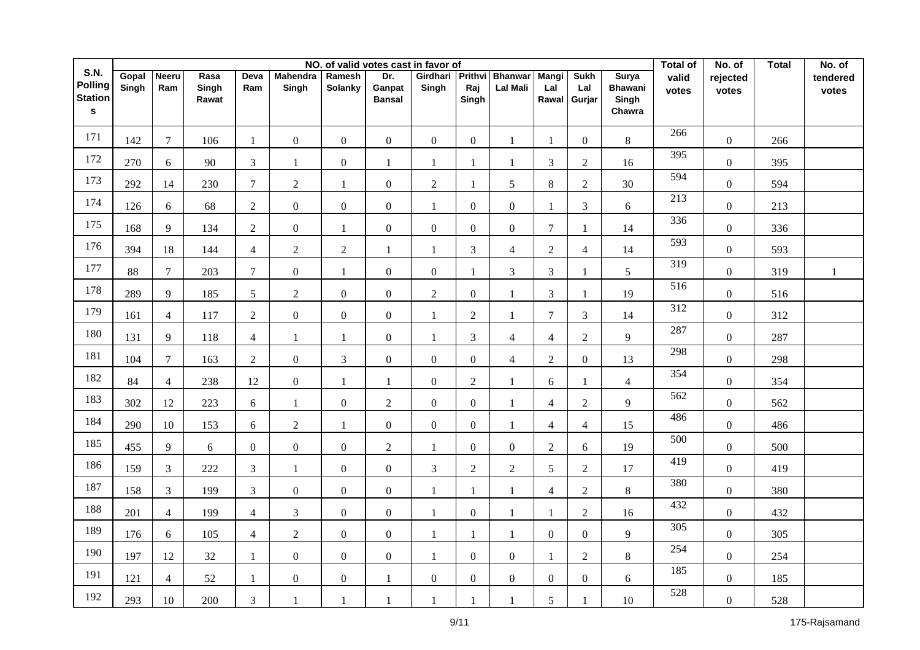| S.N. Polling Stations | NO. of valid votes cast in favor of | | | | | | | | | | | | | Total of valid votes | No. of rejected votes | Total | No. of tendered votes |
|---|---|---|---|---|---|---|---|---|---|---|---|---|---|---|---|---|---|
| | Gopal Singh | Neeru Ram | Rasa Singh Rawat | Deva Ram | Mahendra Singh | Ramesh Solanky | Dr. Ganpat Bansal | Girdhari Singh | Prithvi Raj Singh | Bhanwar Lal Mali | Mangi Lal Rawal | Sukh Lal Gurjar | Surya Bhawani Singh Chawra | | | | |
| 171 | 142 | 7 | 106 | 1 | 0 | 0 | 0 | 0 | 0 | 1 | 1 | 0 | 8 | 266 | 0 | 266 | |
| 172 | 270 | 6 | 90 | 3 | 1 | 0 | 1 | 1 | 1 | 1 | 3 | 2 | 16 | 395 | 0 | 395 | |
| 173 | 292 | 14 | 230 | 7 | 2 | 1 | 0 | 2 | 1 | 5 | 8 | 2 | 30 | 594 | 0 | 594 | |
| 174 | 126 | 6 | 68 | 2 | 0 | 0 | 0 | 1 | 0 | 0 | 1 | 3 | 6 | 213 | 0 | 213 | |
| 175 | 168 | 9 | 134 | 2 | 0 | 1 | 0 | 0 | 0 | 0 | 7 | 1 | 14 | 336 | 0 | 336 | |
| 176 | 394 | 18 | 144 | 4 | 2 | 2 | 1 | 1 | 3 | 4 | 2 | 4 | 14 | 593 | 0 | 593 | |
| 177 | 88 | 7 | 203 | 7 | 0 | 1 | 0 | 0 | 1 | 3 | 3 | 1 | 5 | 319 | 0 | 319 | 1 |
| 178 | 289 | 9 | 185 | 5 | 2 | 0 | 0 | 2 | 0 | 1 | 3 | 1 | 19 | 516 | 0 | 516 | |
| 179 | 161 | 4 | 117 | 2 | 0 | 0 | 0 | 1 | 2 | 1 | 7 | 3 | 14 | 312 | 0 | 312 | |
| 180 | 131 | 9 | 118 | 4 | 1 | 1 | 0 | 1 | 3 | 4 | 4 | 2 | 9 | 287 | 0 | 287 | |
| 181 | 104 | 7 | 163 | 2 | 0 | 3 | 0 | 0 | 0 | 4 | 2 | 0 | 13 | 298 | 0 | 298 | |
| 182 | 84 | 4 | 238 | 12 | 0 | 1 | 1 | 0 | 2 | 1 | 6 | 1 | 4 | 354 | 0 | 354 | |
| 183 | 302 | 12 | 223 | 6 | 1 | 0 | 2 | 0 | 0 | 1 | 4 | 2 | 9 | 562 | 0 | 562 | |
| 184 | 290 | 10 | 153 | 6 | 2 | 1 | 0 | 0 | 0 | 1 | 4 | 4 | 15 | 486 | 0 | 486 | |
| 185 | 455 | 9 | 6 | 0 | 0 | 0 | 2 | 1 | 0 | 0 | 2 | 6 | 19 | 500 | 0 | 500 | |
| 186 | 159 | 3 | 222 | 3 | 1 | 0 | 0 | 3 | 2 | 2 | 5 | 2 | 17 | 419 | 0 | 419 | |
| 187 | 158 | 3 | 199 | 3 | 0 | 0 | 0 | 1 | 1 | 1 | 4 | 2 | 8 | 380 | 0 | 380 | |
| 188 | 201 | 4 | 199 | 4 | 3 | 0 | 0 | 1 | 0 | 1 | 1 | 2 | 16 | 432 | 0 | 432 | |
| 189 | 176 | 6 | 105 | 4 | 2 | 0 | 0 | 1 | 1 | 1 | 0 | 0 | 9 | 305 | 0 | 305 | |
| 190 | 197 | 12 | 32 | 1 | 0 | 0 | 0 | 1 | 0 | 0 | 1 | 2 | 8 | 254 | 0 | 254 | |
| 191 | 121 | 4 | 52 | 1 | 0 | 0 | 1 | 0 | 0 | 0 | 0 | 0 | 6 | 185 | 0 | 185 | |
| 192 | 293 | 10 | 200 | 3 | 1 | 1 | 1 | 1 | 1 | 1 | 5 | 1 | 10 | 528 | 0 | 528 | |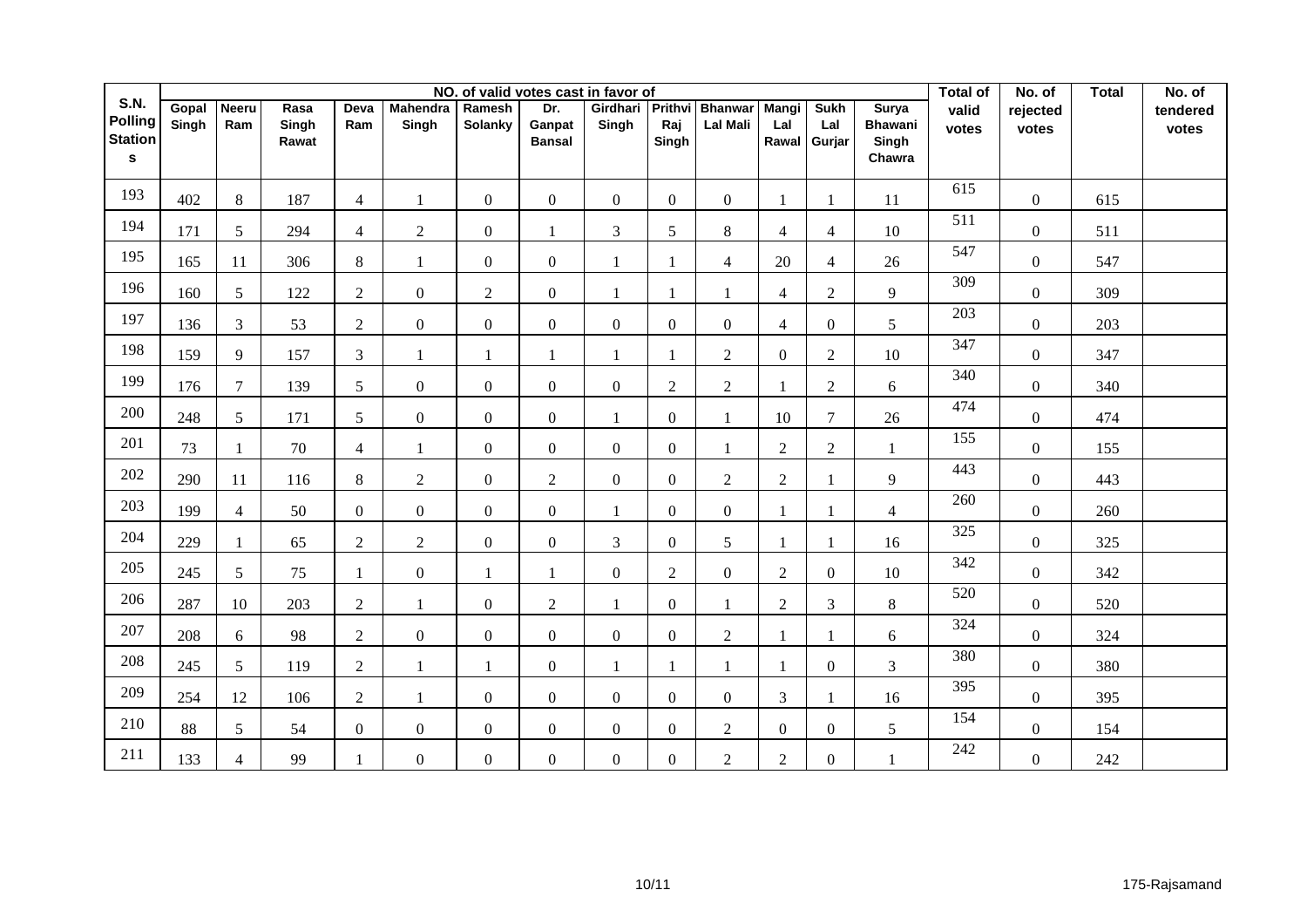| S.N. Polling Stations | NO. of valid votes cast in favor of | | | | | | | | | | | | | Total of valid votes | No. of rejected votes | Total | No. of tendered votes |
|---|---|---|---|---|---|---|---|---|---|---|---|---|---|---|---|---|---|
| | Gopal Singh | Neeru Ram | Rasa Singh Rawat | Deva Ram | Mahendra Singh | Ramesh Solanky | Dr. Ganpat Bansal | Girdhari Singh | Prithvi Raj Singh | Bhanwar Lal Mali | Mangi Lal Rawal | Sukh Lal Gurjar | Surya Bhawani Singh Chawra | | | | |
| 193 | 402 | 8 | 187 | 4 | 1 | 0 | 0 | 0 | 0 | 0 | 1 | 1 | 11 | 615 | 0 | 615 | |
| 194 | 171 | 5 | 294 | 4 | 2 | 0 | 1 | 3 | 5 | 8 | 4 | 4 | 10 | 511 | 0 | 511 | |
| 195 | 165 | 11 | 306 | 8 | 1 | 0 | 0 | 1 | 1 | 4 | 20 | 4 | 26 | 547 | 0 | 547 | |
| 196 | 160 | 5 | 122 | 2 | 0 | 2 | 0 | 1 | 1 | 1 | 4 | 2 | 9 | 309 | 0 | 309 | |
| 197 | 136 | 3 | 53 | 2 | 0 | 0 | 0 | 0 | 0 | 0 | 4 | 0 | 5 | 203 | 0 | 203 | |
| 198 | 159 | 9 | 157 | 3 | 1 | 1 | 1 | 1 | 1 | 2 | 0 | 2 | 10 | 347 | 0 | 347 | |
| 199 | 176 | 7 | 139 | 5 | 0 | 0 | 0 | 0 | 2 | 2 | 1 | 2 | 6 | 340 | 0 | 340 | |
| 200 | 248 | 5 | 171 | 5 | 0 | 0 | 0 | 1 | 0 | 1 | 10 | 7 | 26 | 474 | 0 | 474 | |
| 201 | 73 | 1 | 70 | 4 | 1 | 0 | 0 | 0 | 0 | 1 | 2 | 2 | 1 | 155 | 0 | 155 | |
| 202 | 290 | 11 | 116 | 8 | 2 | 0 | 2 | 0 | 0 | 2 | 2 | 1 | 9 | 443 | 0 | 443 | |
| 203 | 199 | 4 | 50 | 0 | 0 | 0 | 0 | 1 | 0 | 0 | 1 | 1 | 4 | 260 | 0 | 260 | |
| 204 | 229 | 1 | 65 | 2 | 2 | 0 | 0 | 3 | 0 | 5 | 1 | 1 | 16 | 325 | 0 | 325 | |
| 205 | 245 | 5 | 75 | 1 | 0 | 1 | 1 | 0 | 2 | 0 | 2 | 0 | 10 | 342 | 0 | 342 | |
| 206 | 287 | 10 | 203 | 2 | 1 | 0 | 2 | 1 | 0 | 1 | 2 | 3 | 8 | 520 | 0 | 520 | |
| 207 | 208 | 6 | 98 | 2 | 0 | 0 | 0 | 0 | 0 | 2 | 1 | 1 | 6 | 324 | 0 | 324 | |
| 208 | 245 | 5 | 119 | 2 | 1 | 1 | 0 | 1 | 1 | 1 | 1 | 0 | 3 | 380 | 0 | 380 | |
| 209 | 254 | 12 | 106 | 2 | 1 | 0 | 0 | 0 | 0 | 0 | 3 | 1 | 16 | 395 | 0 | 395 | |
| 210 | 88 | 5 | 54 | 0 | 0 | 0 | 0 | 0 | 0 | 2 | 0 | 0 | 5 | 154 | 0 | 154 | |
| 211 | 133 | 4 | 99 | 1 | 0 | 0 | 0 | 0 | 0 | 2 | 2 | 0 | 1 | 242 | 0 | 242 | |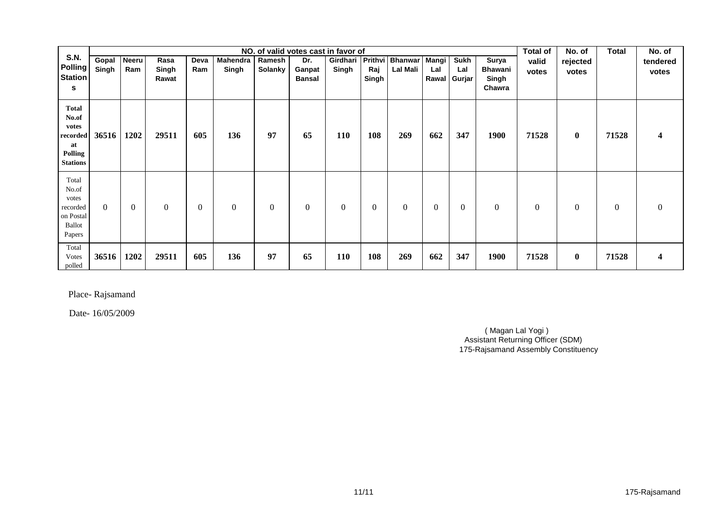| S.N. Polling Stations | NO. of valid votes cast in favor of | | | | | | | | | | | | | Total of valid votes | No. of rejected votes | Total | No. of tendered votes |
|---|---|---|---|---|---|---|---|---|---|---|---|---|---|---|---|---|---|
| | Gopal Singh | Neeru Ram | Rasa Singh Rawat | Deva Ram | Mahendra Singh | Ramesh Solanky | Dr. Ganpat Bansal | Girdhari Singh | Prithvi Raj Singh | Bhanwar Lal Mali | Mangi Lal Rawal | Sukh Lal Gurjar | Surya Bhawani Singh Chawra | | | | |
| **Total No.of votes recorded at Polling Stations** | **36516** | **1202** | **29511** | **605** | **136** | **97** | **65** | **110** | **108** | **269** | **662** | **347** | **1900** | **71528** | **0** | **71528** | **4** |
| Total No.of votes recorded on Postal Ballot Papers | 0 | 0 | 0 | 0 | 0 | 0 | 0 | 0 | 0 | 0 | 0 | 0 | 0 | 0 | 0 | 0 | 0 |
| Total Votes polled | **36516** | **1202** | **29511** | **605** | **136** | **97** | **65** | **110** | **108** | **269** | **662** | **347** | **1900** | **71528** | **0** | **71528** | **4** |

Place- Rajsamand

Date- 16/05/2009

( Magan Lal Yogi )
Assistant Returning Officer (SDM)
175-Rajsamand Assembly Constituency